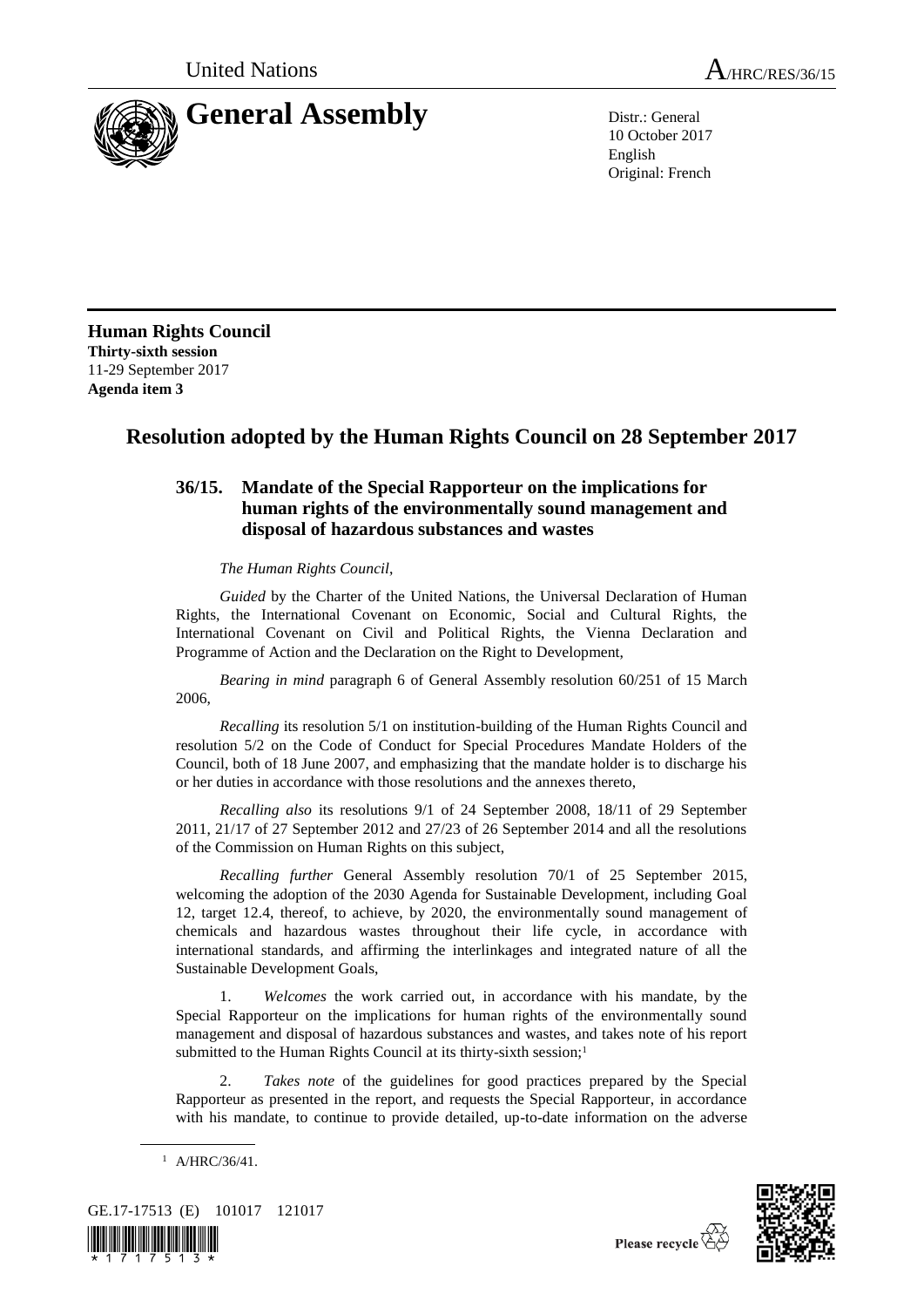United Nations

A/HRC/RES/36/15

# General Assembly

Distr.: General
10 October 2017
English
Original: French

**Human Rights Council**
**Thirty-sixth session**
11-29 September 2017
**Agenda item 3**

## Resolution adopted by the Human Rights Council on 28 September 2017

### 36/15. Mandate of the Special Rapporteur on the implications for human rights of the environmentally sound management and disposal of hazardous substances and wastes

*The Human Rights Council*,

*Guided* by the Charter of the United Nations, the Universal Declaration of Human Rights, the International Covenant on Economic, Social and Cultural Rights, the International Covenant on Civil and Political Rights, the Vienna Declaration and Programme of Action and the Declaration on the Right to Development,

*Bearing in mind* paragraph 6 of General Assembly resolution 60/251 of 15 March 2006,

*Recalling* its resolution 5/1 on institution-building of the Human Rights Council and resolution 5/2 on the Code of Conduct for Special Procedures Mandate Holders of the Council, both of 18 June 2007, and emphasizing that the mandate holder is to discharge his or her duties in accordance with those resolutions and the annexes thereto,

*Recalling also* its resolutions 9/1 of 24 September 2008, 18/11 of 29 September 2011, 21/17 of 27 September 2012 and 27/23 of 26 September 2014 and all the resolutions of the Commission on Human Rights on this subject,

*Recalling further* General Assembly resolution 70/1 of 25 September 2015, welcoming the adoption of the 2030 Agenda for Sustainable Development, including Goal 12, target 12.4, thereof, to achieve, by 2020, the environmentally sound management of chemicals and hazardous wastes throughout their life cycle, in accordance with international standards, and affirming the interlinkages and integrated nature of all the Sustainable Development Goals,

1. *Welcomes* the work carried out, in accordance with his mandate, by the Special Rapporteur on the implications for human rights of the environmentally sound management and disposal of hazardous substances and wastes, and takes note of his report submitted to the Human Rights Council at its thirty-sixth session;[1]

2. *Takes note* of the guidelines for good practices prepared by the Special Rapporteur as presented in the report, and requests the Special Rapporteur, in accordance with his mandate, to continue to provide detailed, up-to-date information on the adverse

[1] A/HRC/36/41.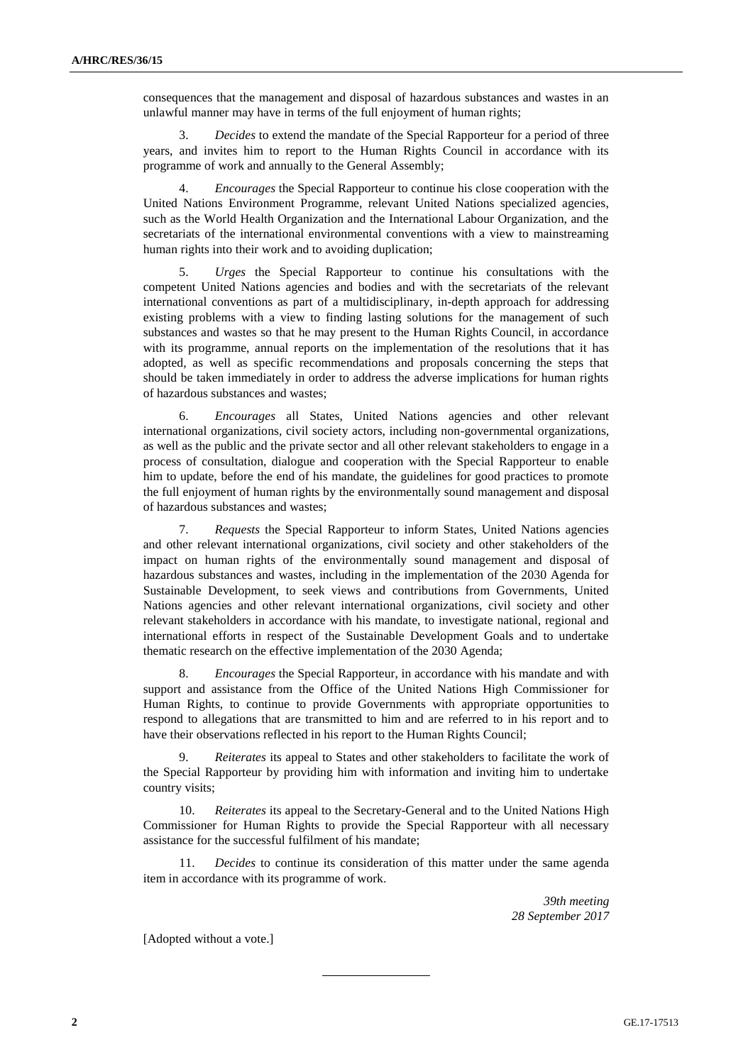consequences that the management and disposal of hazardous substances and wastes in an unlawful manner may have in terms of the full enjoyment of human rights;

3. *Decides* to extend the mandate of the Special Rapporteur for a period of three years, and invites him to report to the Human Rights Council in accordance with its programme of work and annually to the General Assembly;

4. *Encourages* the Special Rapporteur to continue his close cooperation with the United Nations Environment Programme, relevant United Nations specialized agencies, such as the World Health Organization and the International Labour Organization, and the secretariats of the international environmental conventions with a view to mainstreaming human rights into their work and to avoiding duplication;

5. *Urges* the Special Rapporteur to continue his consultations with the competent United Nations agencies and bodies and with the secretariats of the relevant international conventions as part of a multidisciplinary, in-depth approach for addressing existing problems with a view to finding lasting solutions for the management of such substances and wastes so that he may present to the Human Rights Council, in accordance with its programme, annual reports on the implementation of the resolutions that it has adopted, as well as specific recommendations and proposals concerning the steps that should be taken immediately in order to address the adverse implications for human rights of hazardous substances and wastes;

6. *Encourages* all States, United Nations agencies and other relevant international organizations, civil society actors, including non-governmental organizations, as well as the public and the private sector and all other relevant stakeholders to engage in a process of consultation, dialogue and cooperation with the Special Rapporteur to enable him to update, before the end of his mandate, the guidelines for good practices to promote the full enjoyment of human rights by the environmentally sound management and disposal of hazardous substances and wastes;

7. *Requests* the Special Rapporteur to inform States, United Nations agencies and other relevant international organizations, civil society and other stakeholders of the impact on human rights of the environmentally sound management and disposal of hazardous substances and wastes, including in the implementation of the 2030 Agenda for Sustainable Development, to seek views and contributions from Governments, United Nations agencies and other relevant international organizations, civil society and other relevant stakeholders in accordance with his mandate, to investigate national, regional and international efforts in respect of the Sustainable Development Goals and to undertake thematic research on the effective implementation of the 2030 Agenda;

8. *Encourages* the Special Rapporteur, in accordance with his mandate and with support and assistance from the Office of the United Nations High Commissioner for Human Rights, to continue to provide Governments with appropriate opportunities to respond to allegations that are transmitted to him and are referred to in his report and to have their observations reflected in his report to the Human Rights Council;

9. *Reiterates* its appeal to States and other stakeholders to facilitate the work of the Special Rapporteur by providing him with information and inviting him to undertake country visits;

10. *Reiterates* its appeal to the Secretary-General and to the United Nations High Commissioner for Human Rights to provide the Special Rapporteur with all necessary assistance for the successful fulfilment of his mandate;

11. *Decides* to continue its consideration of this matter under the same agenda item in accordance with its programme of work.

*39th meeting*
*28 September 2017*

[Adopted without a vote.]